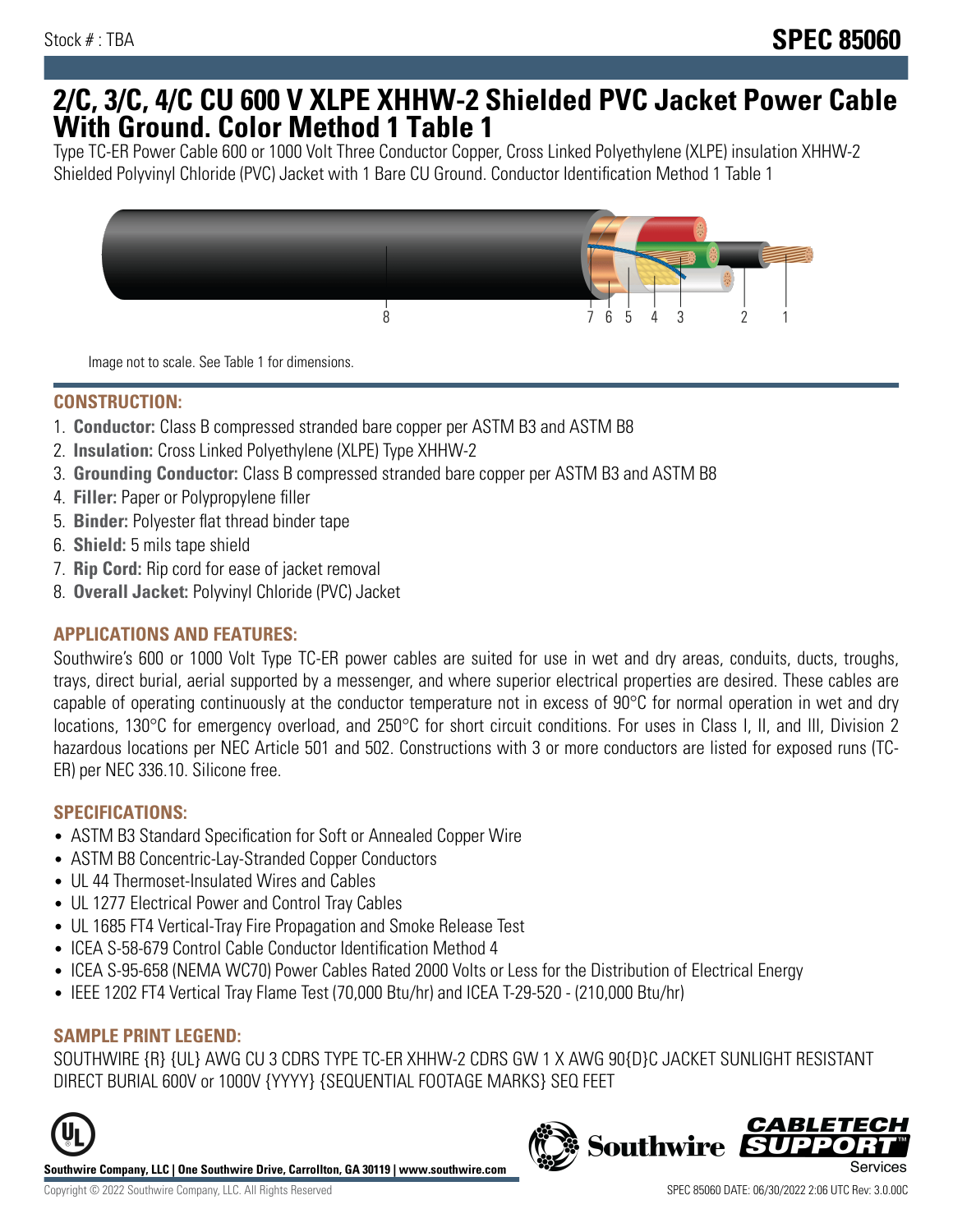Stock # : TBA

# SPEC 85060

## 2/C, 3/C, 4/C CU 600 V XLPE XHHW-2 Shielded PVC Jacket Power Cable With Ground. Color Method 1 Table 1

Type TC-ER Power Cable 600 or 1000 Volt Three Conductor Copper, Cross Linked Polyethylene (XLPE) insulation XHHW-2 Shielded Polyvinyl Chloride (PVC) Jacket with 1 Bare CU Ground. Conductor Identification Method 1 Table 1

Image not to scale. See Table 1 for dimensions.

### CONSTRUCTION:

1. **Conductor:** Class B compressed stranded bare copper per ASTM B3 and ASTM B8
2. **Insulation:** Cross Linked Polyethylene (XLPE) Type XHHW-2
3. **Grounding Conductor:** Class B compressed stranded bare copper per ASTM B3 and ASTM B8
4. **Filler:** Paper or Polypropylene filler
5. **Binder:** Polyester flat thread binder tape
6. **Shield:** 5 mils tape shield
7. **Rip Cord:** Rip cord for ease of jacket removal
8. **Overall Jacket:** Polyvinyl Chloride (PVC) Jacket

### APPLICATIONS AND FEATURES:

Southwire's 600 or 1000 Volt Type TC-ER power cables are suited for use in wet and dry areas, conduits, ducts, troughs, trays, direct burial, aerial supported by a messenger, and where superior electrical properties are desired. These cables are capable of operating continuously at the conductor temperature not in excess of 90°C for normal operation in wet and dry locations, 130°C for emergency overload, and 250°C for short circuit conditions. For uses in Class I, II, and III, Division 2 hazardous locations per NEC Article 501 and 502. Constructions with 3 or more conductors are listed for exposed runs (TC-ER) per NEC 336.10. Silicone free.

### SPECIFICATIONS:

- ASTM B3 Standard Specification for Soft or Annealed Copper Wire
- ASTM B8 Concentric-Lay-Stranded Copper Conductors
- UL 44 Thermoset-Insulated Wires and Cables
- UL 1277 Electrical Power and Control Tray Cables
- UL 1685 FT4 Vertical-Tray Fire Propagation and Smoke Release Test
- ICEA S-58-679 Control Cable Conductor Identification Method 4
- ICEA S-95-658 (NEMA WC70) Power Cables Rated 2000 Volts or Less for the Distribution of Electrical Energy
- IEEE 1202 FT4 Vertical Tray Flame Test (70,000 Btu/hr) and ICEA T-29-520 - (210,000 Btu/hr)

### SAMPLE PRINT LEGEND:

SOUTHWIRE {R} {UL} AWG CU 3 CDRS TYPE TC-ER XHHW-2 CDRS GW 1 X AWG 90{D}C JACKET SUNLIGHT RESISTANT DIRECT BURIAL 600V or 1000V {YYYY} {SEQUENTIAL FOOTAGE MARKS} SEQ FEET

**Southwire Company, LLC | One Southwire Drive, Carrollton, GA 30119 | www.southwire.com**

Copyright © 2022 Southwire Company, LLC. All Rights Reserved

SPEC 85060 DATE: 06/30/2022 2:06 UTC Rev: 3.0.00C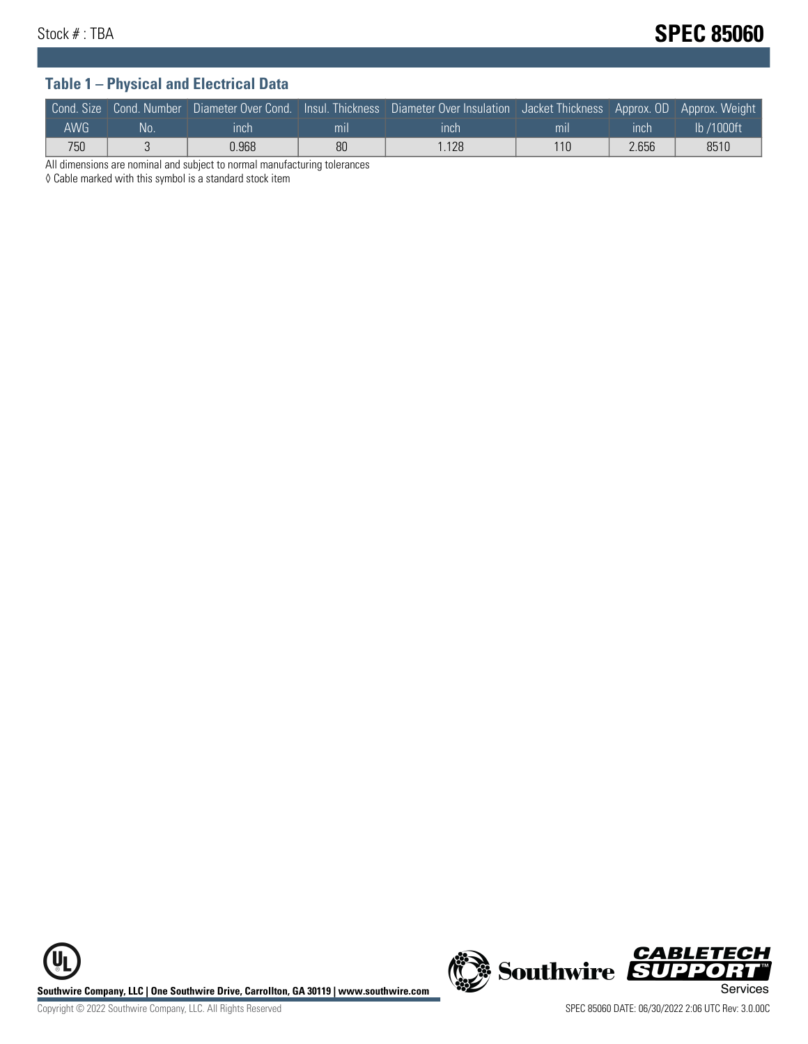## Table 1 – Physical and Electrical Data

| Cond. Size | Cond. Number | Diameter Over Cond. | Insul. Thickness | Diameter Over Insulation | Jacket Thickness | Approx. OD | Approx. Weight |
|---|---|---|---|---|---|---|---|
| AWG | No. | inch | mil | inch | mil | inch | lb /1000ft |
| 750 | 3 | 0.968 | 80 | 1.128 | 110 | 2.656 | 8510 |

All dimensions are nominal and subject to normal manufacturing tolerances

◊ Cable marked with this symbol is a standard stock item